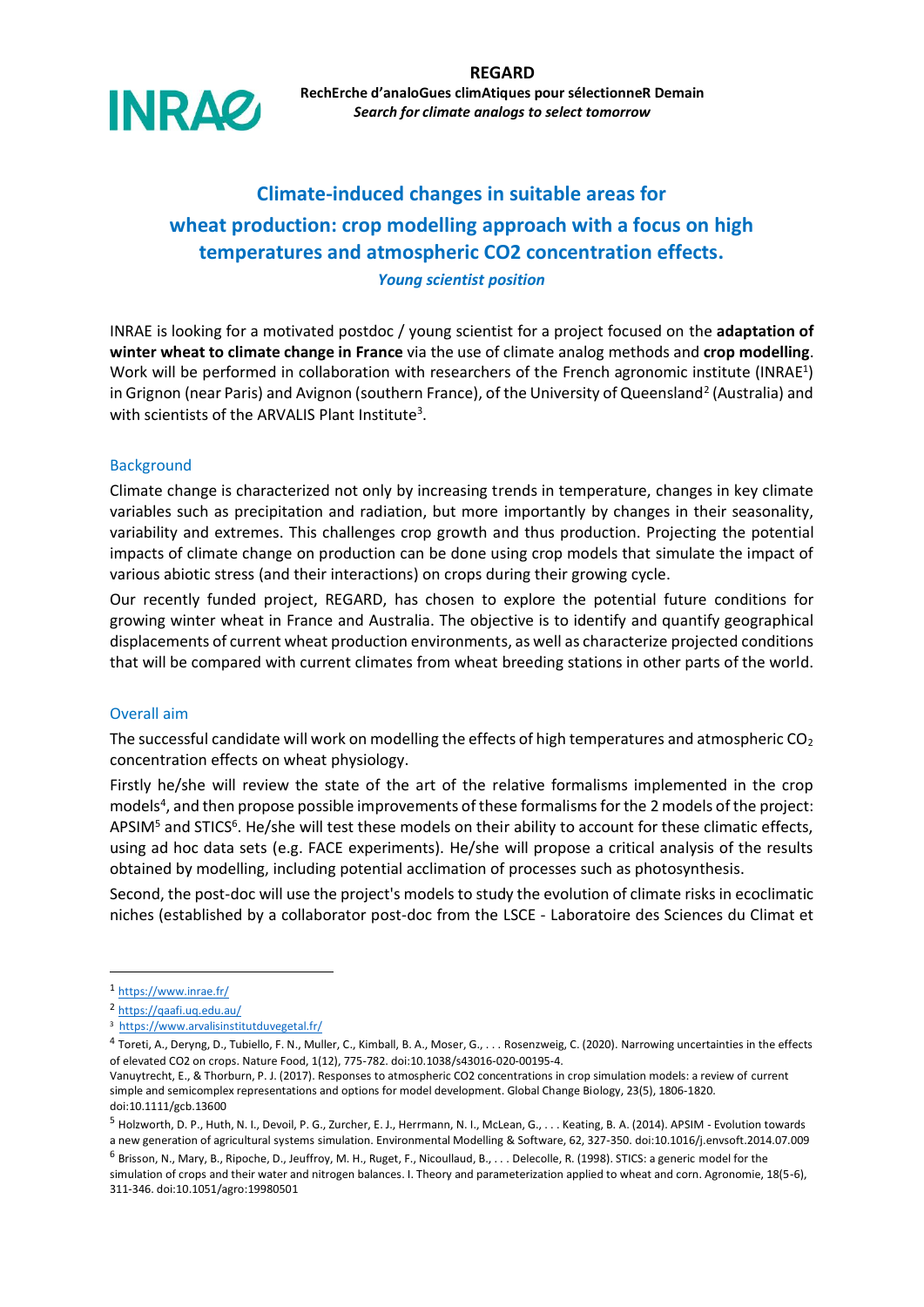**REGARD**

**RechErche d'analoGues climAtiques pour sélectionneR Demain**

***Search for climate analogs to select tomorrow***

# Climate-induced changes in suitable areas for wheat production: crop modelling approach with a focus on high temperatures and atmospheric CO2 concentration effects.

***Young scientist position***

INRAE is looking for a motivated postdoc / young scientist for a project focused on the **adaptation of winter wheat to climate change in France** via the use of climate analog methods and **crop modelling**. Work will be performed in collaboration with researchers of the French agronomic institute (INRAE[1]) in Grignon (near Paris) and Avignon (southern France), of the University of Queensland[2] (Australia) and with scientists of the ARVALIS Plant Institute[3].

## Background

Climate change is characterized not only by increasing trends in temperature, changes in key climate variables such as precipitation and radiation, but more importantly by changes in their seasonality, variability and extremes. This challenges crop growth and thus production. Projecting the potential impacts of climate change on production can be done using crop models that simulate the impact of various abiotic stress (and their interactions) on crops during their growing cycle.

Our recently funded project, REGARD, has chosen to explore the potential future conditions for growing winter wheat in France and Australia. The objective is to identify and quantify geographical displacements of current wheat production environments, as well as characterize projected conditions that will be compared with current climates from wheat breeding stations in other parts of the world.

## Overall aim

The successful candidate will work on modelling the effects of high temperatures and atmospheric $CO_2$ concentration effects on wheat physiology.

Firstly he/she will review the state of the art of the relative formalisms implemented in the crop models[4], and then propose possible improvements of these formalisms for the 2 models of the project: APSIM[5] and STICS[6]. He/she will test these models on their ability to account for these climatic effects, using ad hoc data sets (e.g. FACE experiments). He/she will propose a critical analysis of the results obtained by modelling, including potential acclimation of processes such as photosynthesis.

Second, the post-doc will use the project's models to study the evolution of climate risks in ecoclimatic niches (established by a collaborator post-doc from the LSCE - Laboratoire des Sciences du Climat et

---

[1] https://www.inrae.fr/

[2] https://qaafi.uq.edu.au/

[3] https://www.arvalisinstitutduvegetal.fr/

[4] Toreti, A., Deryng, D., Tubiello, F. N., Muller, C., Kimball, B. A., Moser, G., . . . Rosenzweig, C. (2020). Narrowing uncertainties in the effects of elevated CO2 on crops. Nature Food, 1(12), 775-782. doi:10.1038/s43016-020-00195-4.

Vanuytrecht, E., & Thorburn, P. J. (2017). Responses to atmospheric CO2 concentrations in crop simulation models: a review of current simple and semicomplex representations and options for model development. Global Change Biology, 23(5), 1806-1820. doi:10.1111/gcb.13600

[5] Holzworth, D. P., Huth, N. I., Devoil, P. G., Zurcher, E. J., Herrmann, N. I., McLean, G., . . . Keating, B. A. (2014). APSIM - Evolution towards a new generation of agricultural systems simulation. Environmental Modelling & Software, 62, 327-350. doi:10.1016/j.envsoft.2014.07.009

[6] Brisson, N., Mary, B., Ripoche, D., Jeuffroy, M. H., Ruget, F., Nicoullaud, B., . . . Delecolle, R. (1998). STICS: a generic model for the simulation of crops and their water and nitrogen balances. I. Theory and parameterization applied to wheat and corn. Agronomie, 18(5-6), 311-346. doi:10.1051/agro:19980501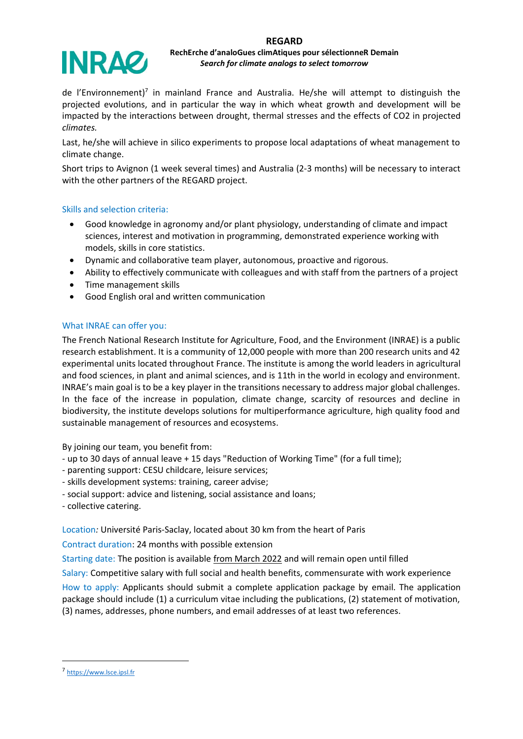de l'Environnement)[7] in mainland France and Australia. He/she will attempt to distinguish the projected evolutions, and in particular the way in which wheat growth and development will be impacted by the interactions between drought, thermal stresses and the effects of $CO_2$ in projected *climates.*

Last, he/she will achieve in silico experiments to propose local adaptations of wheat management to climate change.

Short trips to Avignon (1 week several times) and Australia (2-3 months) will be necessary to interact with the other partners of the REGARD project.

## Skills and selection criteria:

- Good knowledge in agronomy and/or plant physiology, understanding of climate and impact sciences, interest and motivation in programming, demonstrated experience working with models, skills in core statistics.
- Dynamic and collaborative team player, autonomous, proactive and rigorous.
- Ability to effectively communicate with colleagues and with staff from the partners of a project
- Time management skills
- Good English oral and written communication

## What INRAE can offer you:

The French National Research Institute for Agriculture, Food, and the Environment (INRAE) is a public research establishment. It is a community of 12,000 people with more than 200 research units and 42 experimental units located throughout France. The institute is among the world leaders in agricultural and food sciences, in plant and animal sciences, and is 11th in the world in ecology and environment. INRAE's main goal is to be a key player in the transitions necessary to address major global challenges. In the face of the increase in population, climate change, scarcity of resources and decline in biodiversity, the institute develops solutions for multiperformance agriculture, high quality food and sustainable management of resources and ecosystems.

By joining our team, you benefit from:
- up to 30 days of annual leave + 15 days "Reduction of Working Time" (for a full time);
- parenting support: CESU childcare, leisure services;
- skills development systems: training, career advise;
- social support: advice and listening, social assistance and loans;
- collective catering.

Location*:* Université Paris-Saclay, located about 30 km from the heart of Paris

Contract duration: 24 months with possible extension

Starting date: The position is available from March 2022 and will remain open until filled

Salary: Competitive salary with full social and health benefits, commensurate with work experience

How to apply: Applicants should submit a complete application package by email. The application package should include (1) a curriculum vitae including the publications, (2) statement of motivation, (3) names, addresses, phone numbers, and email addresses of at least two references.

[7] https://www.lsce.ipsl.fr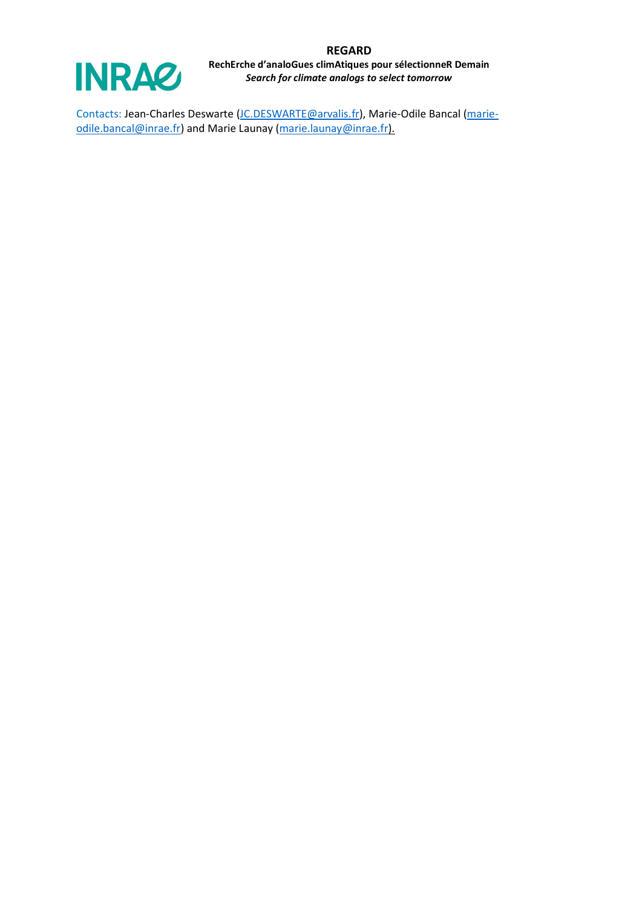**REGARD**

**RechErche d'analoGues climAtiques pour sélectionneR Demain**

***Search for climate analogs to select tomorrow***

Contacts: Jean-Charles Deswarte (JC.DESWARTE@arvalis.fr), Marie-Odile Bancal (marie-odile.bancal@inrae.fr) and Marie Launay (marie.launay@inrae.fr).